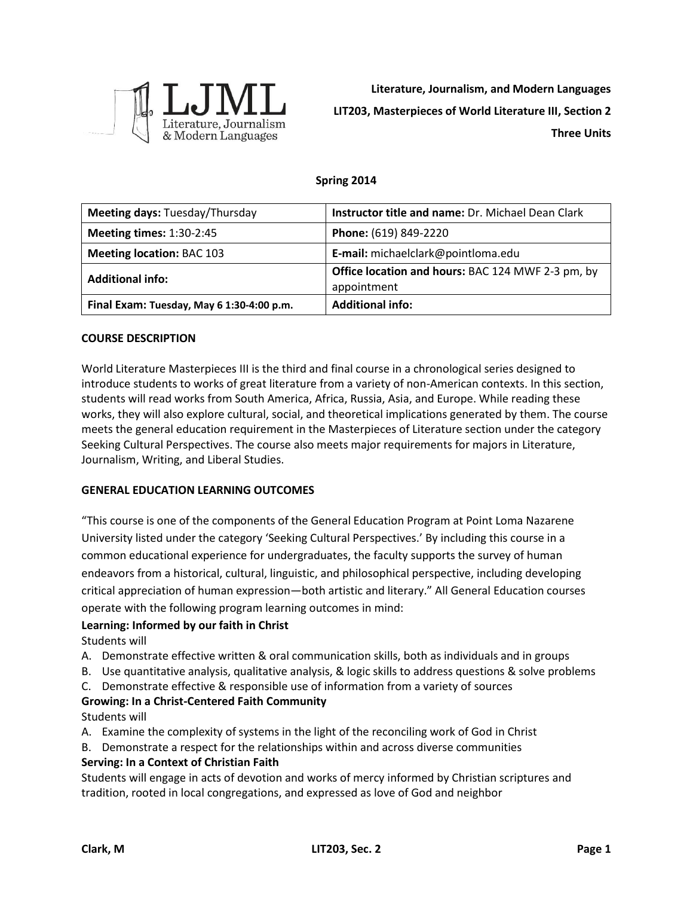LJML Literature, Journalism & Modern Languages

**Literature, Journalism, and Modern Languages**

**LIT203, Masterpieces of World Literature III, Section 2**

**Three Units**

**Spring 2014**

| **Meeting days:** Tuesday/Thursday | **Instructor title and name:** Dr. Michael Dean Clark |
|---|---|
| **Meeting times:** 1:30-2:45 | **Phone:** (619) 849-2220 |
| **Meeting location:** BAC 103 | **E-mail:** michaelclark@pointloma.edu |
| **Additional info:** | **Office location and hours:** BAC 124 MWF 2-3 pm, by appointment |
| **Final Exam: Tuesday, May 6 1:30-4:00 p.m.** | **Additional info:** |

## COURSE DESCRIPTION

World Literature Masterpieces III is the third and final course in a chronological series designed to introduce students to works of great literature from a variety of non-American contexts. In this section, students will read works from South America, Africa, Russia, Asia, and Europe. While reading these works, they will also explore cultural, social, and theoretical implications generated by them. The course meets the general education requirement in the Masterpieces of Literature section under the category Seeking Cultural Perspectives. The course also meets major requirements for majors in Literature, Journalism, Writing, and Liberal Studies.

## GENERAL EDUCATION LEARNING OUTCOMES

"This course is one of the components of the General Education Program at Point Loma Nazarene University listed under the category 'Seeking Cultural Perspectives.' By including this course in a common educational experience for undergraduates, the faculty supports the survey of human endeavors from a historical, cultural, linguistic, and philosophical perspective, including developing critical appreciation of human expression—both artistic and literary." All General Education courses operate with the following program learning outcomes in mind:

**Learning: Informed by our faith in Christ**

Students will

A. Demonstrate effective written & oral communication skills, both as individuals and in groups
B. Use quantitative analysis, qualitative analysis, & logic skills to address questions & solve problems
C. Demonstrate effective & responsible use of information from a variety of sources

**Growing: In a Christ-Centered Faith Community**

Students will

A. Examine the complexity of systems in the light of the reconciling work of God in Christ
B. Demonstrate a respect for the relationships within and across diverse communities

**Serving: In a Context of Christian Faith**

Students will engage in acts of devotion and works of mercy informed by Christian scriptures and tradition, rooted in local congregations, and expressed as love of God and neighbor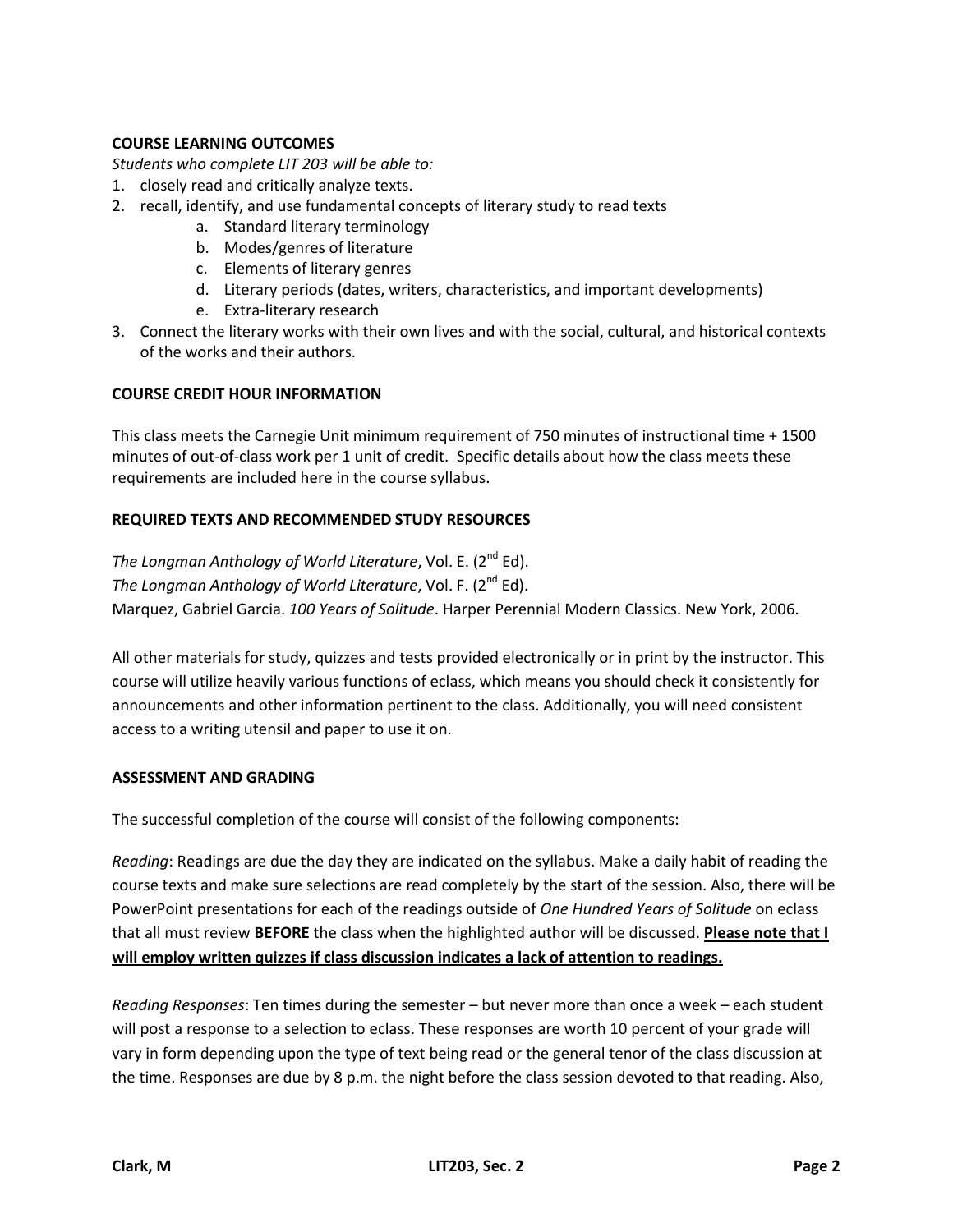## COURSE LEARNING OUTCOMES

*Students who complete LIT 203 will be able to:*

1. closely read and critically analyze texts.
2. recall, identify, and use fundamental concepts of literary study to read texts
   a. Standard literary terminology
   b. Modes/genres of literature
   c. Elements of literary genres
   d. Literary periods (dates, writers, characteristics, and important developments)
   e. Extra-literary research
3. Connect the literary works with their own lives and with the social, cultural, and historical contexts of the works and their authors.

## COURSE CREDIT HOUR INFORMATION

This class meets the Carnegie Unit minimum requirement of 750 minutes of instructional time + 1500 minutes of out-of-class work per 1 unit of credit. Specific details about how the class meets these requirements are included here in the course syllabus.

## REQUIRED TEXTS AND RECOMMENDED STUDY RESOURCES

*The Longman Anthology of World Literature*, Vol. E. (2nd Ed).
*The Longman Anthology of World Literature*, Vol. F. (2nd Ed).
Marquez, Gabriel Garcia. *100 Years of Solitude*. Harper Perennial Modern Classics. New York, 2006.

All other materials for study, quizzes and tests provided electronically or in print by the instructor. This course will utilize heavily various functions of eclass, which means you should check it consistently for announcements and other information pertinent to the class. Additionally, you will need consistent access to a writing utensil and paper to use it on.

## ASSESSMENT AND GRADING

The successful completion of the course will consist of the following components:

*Reading*: Readings are due the day they are indicated on the syllabus. Make a daily habit of reading the course texts and make sure selections are read completely by the start of the session. Also, there will be PowerPoint presentations for each of the readings outside of *One Hundred Years of Solitude* on eclass that all must review **BEFORE** the class when the highlighted author will be discussed. **Please note that I will employ written quizzes if class discussion indicates a lack of attention to readings.**

*Reading Responses*: Ten times during the semester – but never more than once a week – each student will post a response to a selection to eclass. These responses are worth 10 percent of your grade will vary in form depending upon the type of text being read or the general tenor of the class discussion at the time. Responses are due by 8 p.m. the night before the class session devoted to that reading. Also,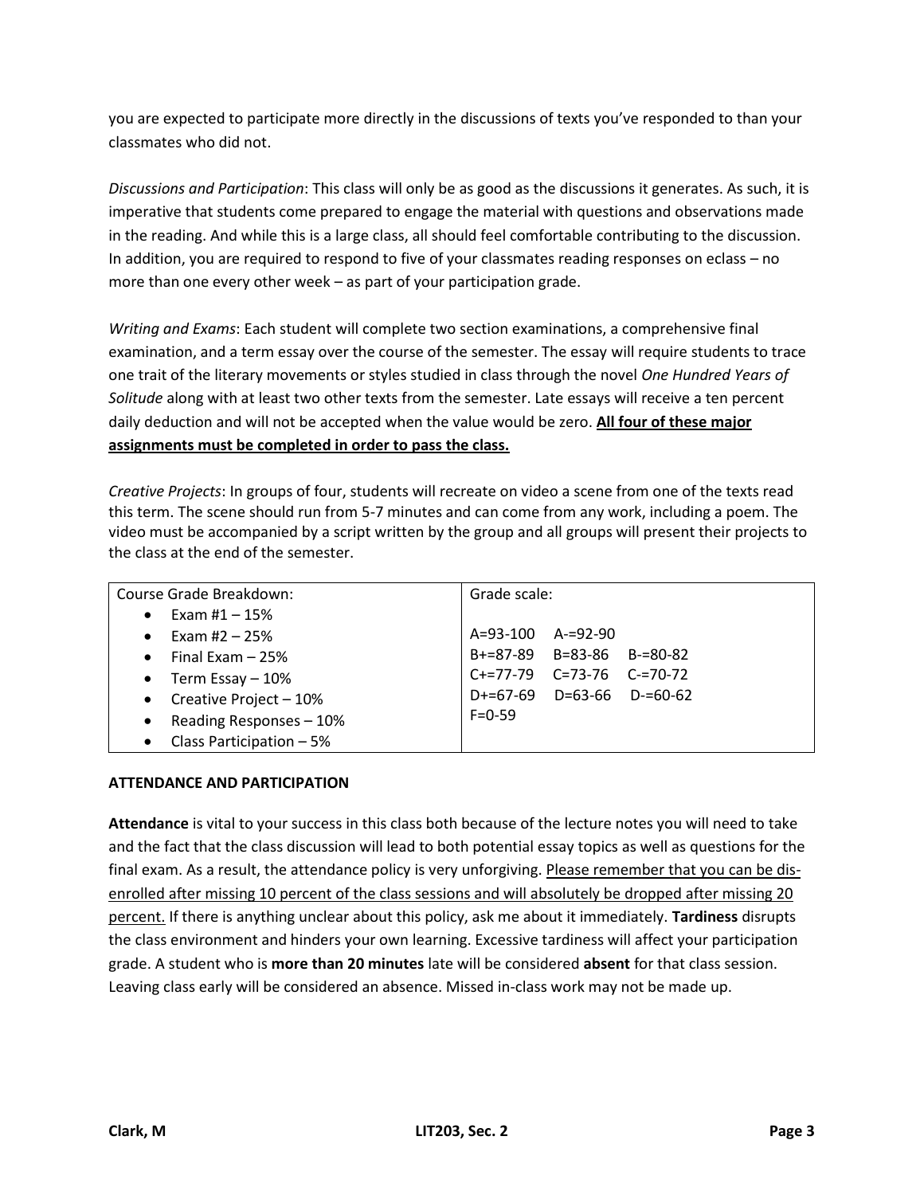you are expected to participate more directly in the discussions of texts you've responded to than your classmates who did not.

*Discussions and Participation*: This class will only be as good as the discussions it generates. As such, it is imperative that students come prepared to engage the material with questions and observations made in the reading. And while this is a large class, all should feel comfortable contributing to the discussion. In addition, you are required to respond to five of your classmates reading responses on eclass – no more than one every other week – as part of your participation grade.

*Writing and Exams*: Each student will complete two section examinations, a comprehensive final examination, and a term essay over the course of the semester. The essay will require students to trace one trait of the literary movements or styles studied in class through the novel *One Hundred Years of Solitude* along with at least two other texts from the semester. Late essays will receive a ten percent daily deduction and will not be accepted when the value would be zero. **<u>All four of these major assignments must be completed in order to pass the class.</u>**

*Creative Projects*: In groups of four, students will recreate on video a scene from one of the texts read this term. The scene should run from 5-7 minutes and can come from any work, including a poem. The video must be accompanied by a script written by the group and all groups will present their projects to the class at the end of the semester.

| Course Grade Breakdown: | Grade scale: |
|---|---|
| • Exam #1 – 15%<br>• Exam #2 – 25%<br>• Final Exam – 25%<br>• Term Essay – 10%<br>• Creative Project – 10%<br>• Reading Responses – 10%<br>• Class Participation – 5% | A=93-100 A-=92-90<br>B+=87-89 B=83-86 B-=80-82<br>C+=77-79 C=73-76 C-=70-72<br>D+=67-69 D=63-66 D-=60-62<br>F=0-59 |

**ATTENDANCE AND PARTICIPATION**

**Attendance** is vital to your success in this class both because of the lecture notes you will need to take and the fact that the class discussion will lead to both potential essay topics as well as questions for the final exam. As a result, the attendance policy is very unforgiving. <u>Please remember that you can be dis-enrolled after missing 10 percent of the class sessions and will absolutely be dropped after missing 20 percent.</u> If there is anything unclear about this policy, ask me about it immediately. **Tardiness** disrupts the class environment and hinders your own learning. Excessive tardiness will affect your participation grade. A student who is **more than 20 minutes** late will be considered **absent** for that class session. Leaving class early will be considered an absence. Missed in-class work may not be made up.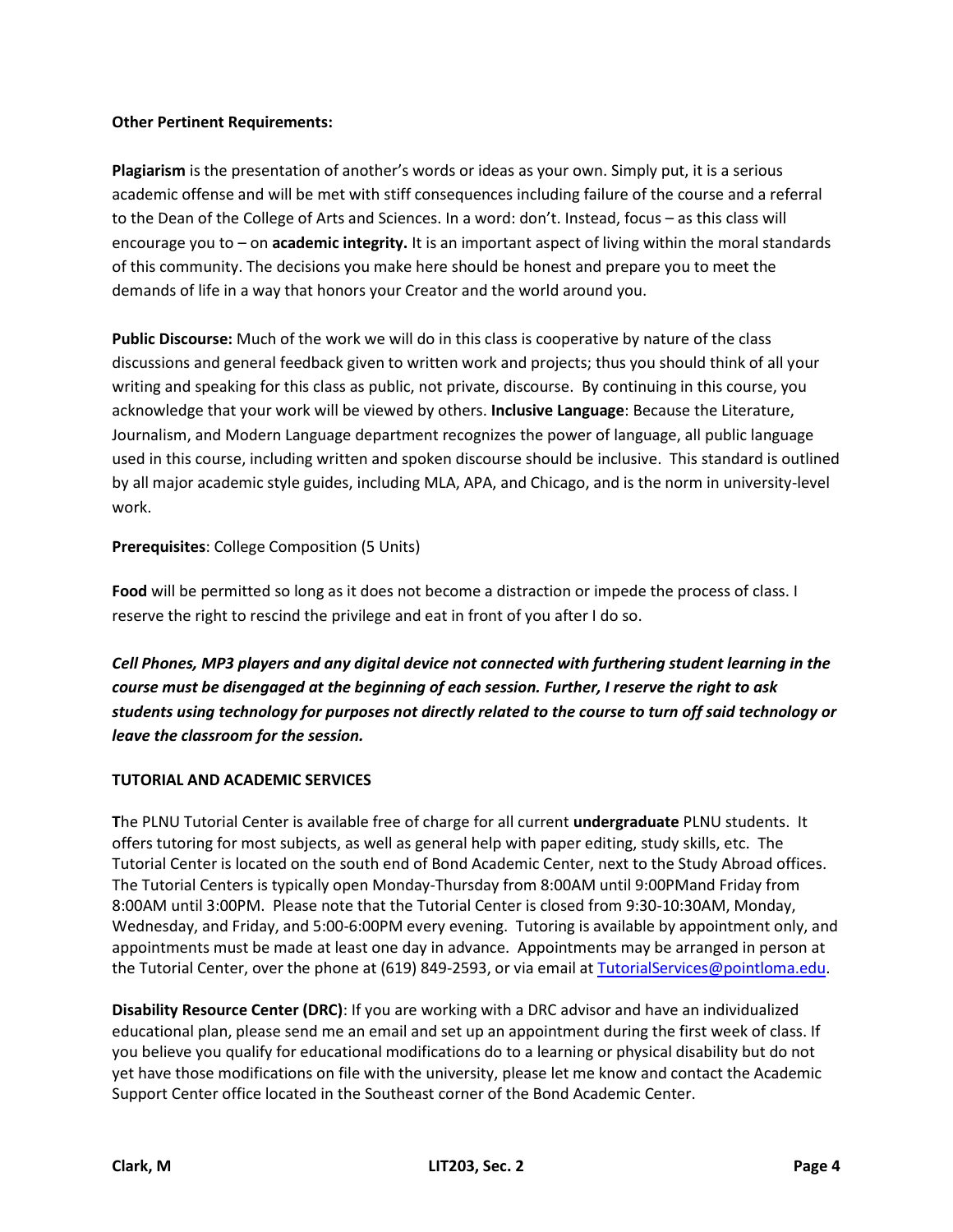**Other Pertinent Requirements:**

**Plagiarism** is the presentation of another's words or ideas as your own. Simply put, it is a serious academic offense and will be met with stiff consequences including failure of the course and a referral to the Dean of the College of Arts and Sciences. In a word: don't. Instead, focus – as this class will encourage you to – on **academic integrity.** It is an important aspect of living within the moral standards of this community. The decisions you make here should be honest and prepare you to meet the demands of life in a way that honors your Creator and the world around you.

**Public Discourse:** Much of the work we will do in this class is cooperative by nature of the class discussions and general feedback given to written work and projects; thus you should think of all your writing and speaking for this class as public, not private, discourse. By continuing in this course, you acknowledge that your work will be viewed by others. **Inclusive Language**: Because the Literature, Journalism, and Modern Language department recognizes the power of language, all public language used in this course, including written and spoken discourse should be inclusive. This standard is outlined by all major academic style guides, including MLA, APA, and Chicago, and is the norm in university-level work.

**Prerequisites**: College Composition (5 Units)

**Food** will be permitted so long as it does not become a distraction or impede the process of class. I reserve the right to rescind the privilege and eat in front of you after I do so.

***Cell Phones, MP3 players and any digital device not connected with furthering student learning in the course must be disengaged at the beginning of each session. Further, I reserve the right to ask students using technology for purposes not directly related to the course to turn off said technology or leave the classroom for the session.***

**TUTORIAL AND ACADEMIC SERVICES**

**T**he PLNU Tutorial Center is available free of charge for all current **undergraduate** PLNU students. It offers tutoring for most subjects, as well as general help with paper editing, study skills, etc. The Tutorial Center is located on the south end of Bond Academic Center, next to the Study Abroad offices. The Tutorial Centers is typically open Monday-Thursday from 8:00AM until 9:00PMand Friday from 8:00AM until 3:00PM. Please note that the Tutorial Center is closed from 9:30-10:30AM, Monday, Wednesday, and Friday, and 5:00-6:00PM every evening. Tutoring is available by appointment only, and appointments must be made at least one day in advance. Appointments may be arranged in person at the Tutorial Center, over the phone at (619) 849-2593, or via email at TutorialServices@pointloma.edu.

**Disability Resource Center (DRC)**: If you are working with a DRC advisor and have an individualized educational plan, please send me an email and set up an appointment during the first week of class. If you believe you qualify for educational modifications do to a learning or physical disability but do not yet have those modifications on file with the university, please let me know and contact the Academic Support Center office located in the Southeast corner of the Bond Academic Center.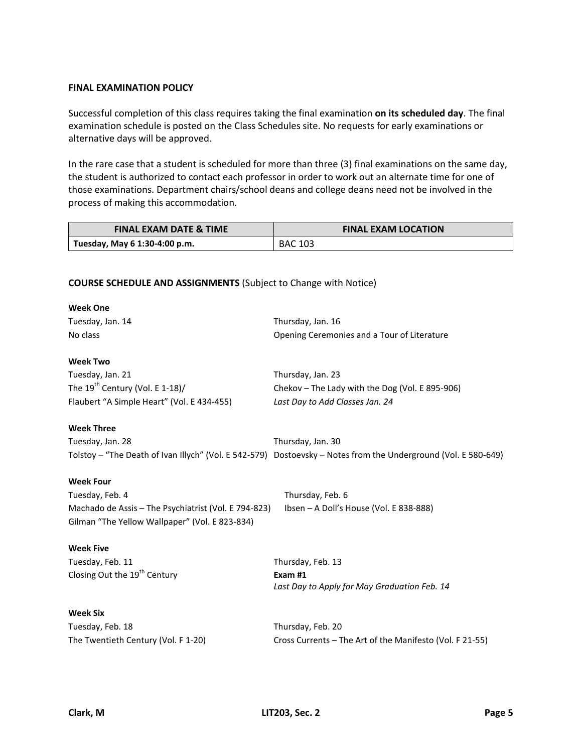**FINAL EXAMINATION POLICY**

Successful completion of this class requires taking the final examination **on its scheduled day**. The final examination schedule is posted on the Class Schedules site. No requests for early examinations or alternative days will be approved.

In the rare case that a student is scheduled for more than three (3) final examinations on the same day, the student is authorized to contact each professor in order to work out an alternate time for one of those examinations. Department chairs/school deans and college deans need not be involved in the process of making this accommodation.

| FINAL EXAM DATE & TIME | FINAL EXAM LOCATION |
|---|---|
| **Tuesday, May 6 1:30-4:00 p.m.** | BAC 103 |

**COURSE SCHEDULE AND ASSIGNMENTS** (Subject to Change with Notice)

**Week One**

Tuesday, Jan. 14
No class

Thursday, Jan. 16
Opening Ceremonies and a Tour of Literature

**Week Two**

Tuesday, Jan. 21
The 19th Century (Vol. E 1-18)/
Flaubert "A Simple Heart" (Vol. E 434-455)

Thursday, Jan. 23
Chekov – The Lady with the Dog (Vol. E 895-906)
*Last Day to Add Classes Jan. 24*

**Week Three**

Tuesday, Jan. 28
Tolstoy – "The Death of Ivan Illych" (Vol. E 542-579)

Thursday, Jan. 30
Dostoevsky – Notes from the Underground (Vol. E 580-649)

**Week Four**

Tuesday, Feb. 4
Machado de Assis – The Psychiatrist (Vol. E 794-823)
Gilman "The Yellow Wallpaper" (Vol. E 823-834)

Thursday, Feb. 6
Ibsen – A Doll's House (Vol. E 838-888)

**Week Five**

Tuesday, Feb. 11
Closing Out the 19th Century

Thursday, Feb. 13
**Exam #1**
*Last Day to Apply for May Graduation Feb. 14*

**Week Six**

Tuesday, Feb. 18
The Twentieth Century (Vol. F 1-20)

Thursday, Feb. 20
Cross Currents – The Art of the Manifesto (Vol. F 21-55)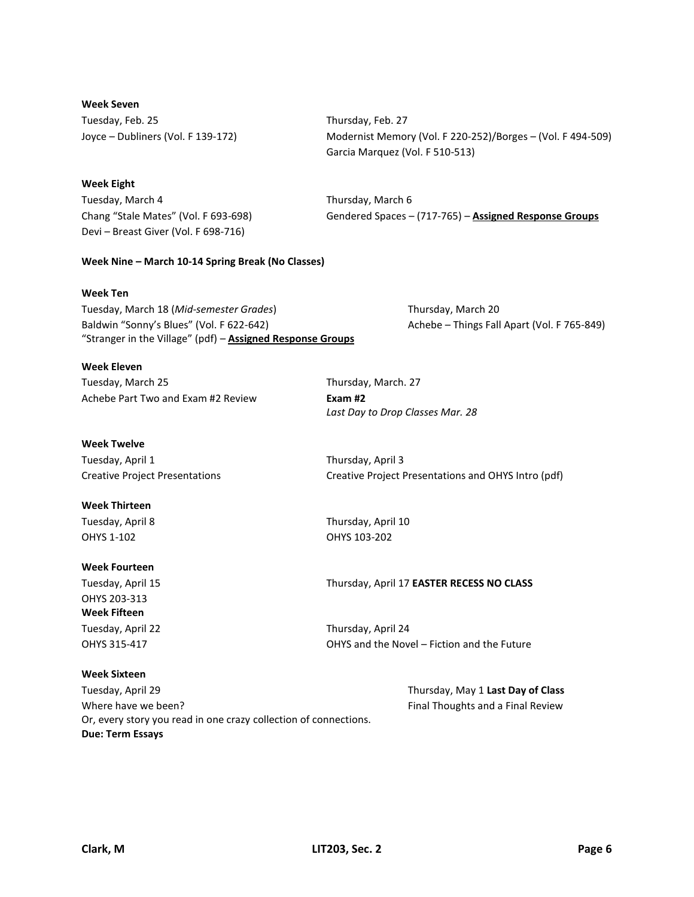**Week Seven**

Tuesday, Feb. 25
Joyce – Dubliners (Vol. F 139-172)

Thursday, Feb. 27
Modernist Memory (Vol. F 220-252)/Borges – (Vol. F 494-509)
Garcia Marquez (Vol. F 510-513)

**Week Eight**

Tuesday, March 4
Chang "Stale Mates" (Vol. F 693-698)
Devi – Breast Giver (Vol. F 698-716)

Thursday, March 6
Gendered Spaces – (717-765) – **Assigned Response Groups**

**Week Nine – March 10-14 Spring Break (No Classes)**

**Week Ten**

Tuesday, March 18 (*Mid-semester Grades*)
Baldwin "Sonny's Blues" (Vol. F 622-642)
"Stranger in the Village" (pdf) – **Assigned Response Groups**

Thursday, March 20
Achebe – Things Fall Apart (Vol. F 765-849)

**Week Eleven**

Tuesday, March 25
Achebe Part Two and Exam #2 Review

Thursday, March. 27
**Exam #2**
*Last Day to Drop Classes Mar. 28*

**Week Twelve**

Tuesday, April 1
Creative Project Presentations

Thursday, April 3
Creative Project Presentations and OHYS Intro (pdf)

**Week Thirteen**

Tuesday, April 8
OHYS 1-102

Thursday, April 10
OHYS 103-202

**Week Fourteen**

Tuesday, April 15
OHYS 203-313

Thursday, April 17 **EASTER RECESS NO CLASS**

**Week Fifteen**

Tuesday, April 22
OHYS 315-417

Thursday, April 24
OHYS and the Novel – Fiction and the Future

**Week Sixteen**

Tuesday, April 29
Where have we been?
Or, every story you read in one crazy collection of connections.
**Due: Term Essays**

Thursday, May 1 **Last Day of Class**
Final Thoughts and a Final Review